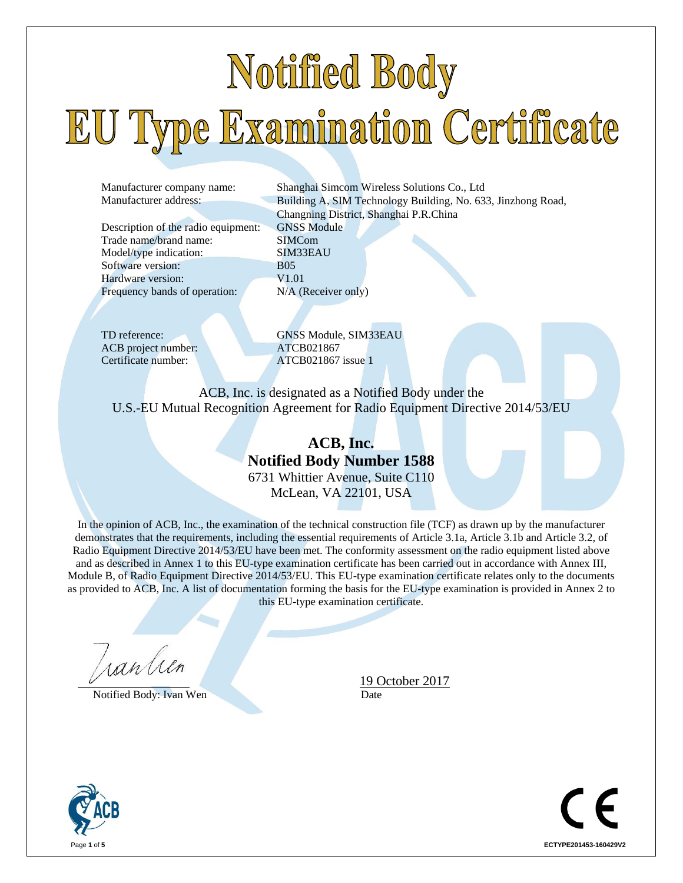# Notified Body
# EU Type Examination Certificate

| | |
|---|---|
| Manufacturer company name: | Shanghai Simcom Wireless Solutions Co., Ltd |
| Manufacturer address: | Building A, SIM Technology Building, No. 633, Jinzhong Road, Changning District, Shanghai P.R.China |
| Description of the radio equipment: | GNSS Module |
| Trade name/brand name: | SIMCom |
| Model/type indication: | SIM33EAU |
| Software version: | B05 |
| Hardware version: | V1.01 |
| Frequency bands of operation: | N/A (Receiver only) |

| | |
|---|---|
| TD reference: | GNSS Module, SIM33EAU |
| ACB project number: | ATCB021867 |
| Certificate number: | ATCB021867 issue 1 |

ACB, Inc. is designated as a Notified Body under the U.S.-EU Mutual Recognition Agreement for Radio Equipment Directive 2014/53/EU

**ACB, Inc.**
**Notified Body Number 1588**
6731 Whittier Avenue, Suite C110
McLean, VA 22101, USA

In the opinion of ACB, Inc., the examination of the technical construction file (TCF) as drawn up by the manufacturer demonstrates that the requirements, including the essential requirements of Article 3.1a, Article 3.1b and Article 3.2, of Radio Equipment Directive 2014/53/EU have been met. The conformity assessment on the radio equipment listed above and as described in Annex 1 to this EU-type examination certificate has been carried out in accordance with Annex III, Module B, of Radio Equipment Directive 2014/53/EU. This EU-type examination certificate relates only to the documents as provided to ACB, Inc. A list of documentation forming the basis for the EU-type examination is provided in Annex 2 to this EU-type examination certificate.

Notified Body: Ivan Wen

19 October 2017
Date

ECTYPE201453-160429V2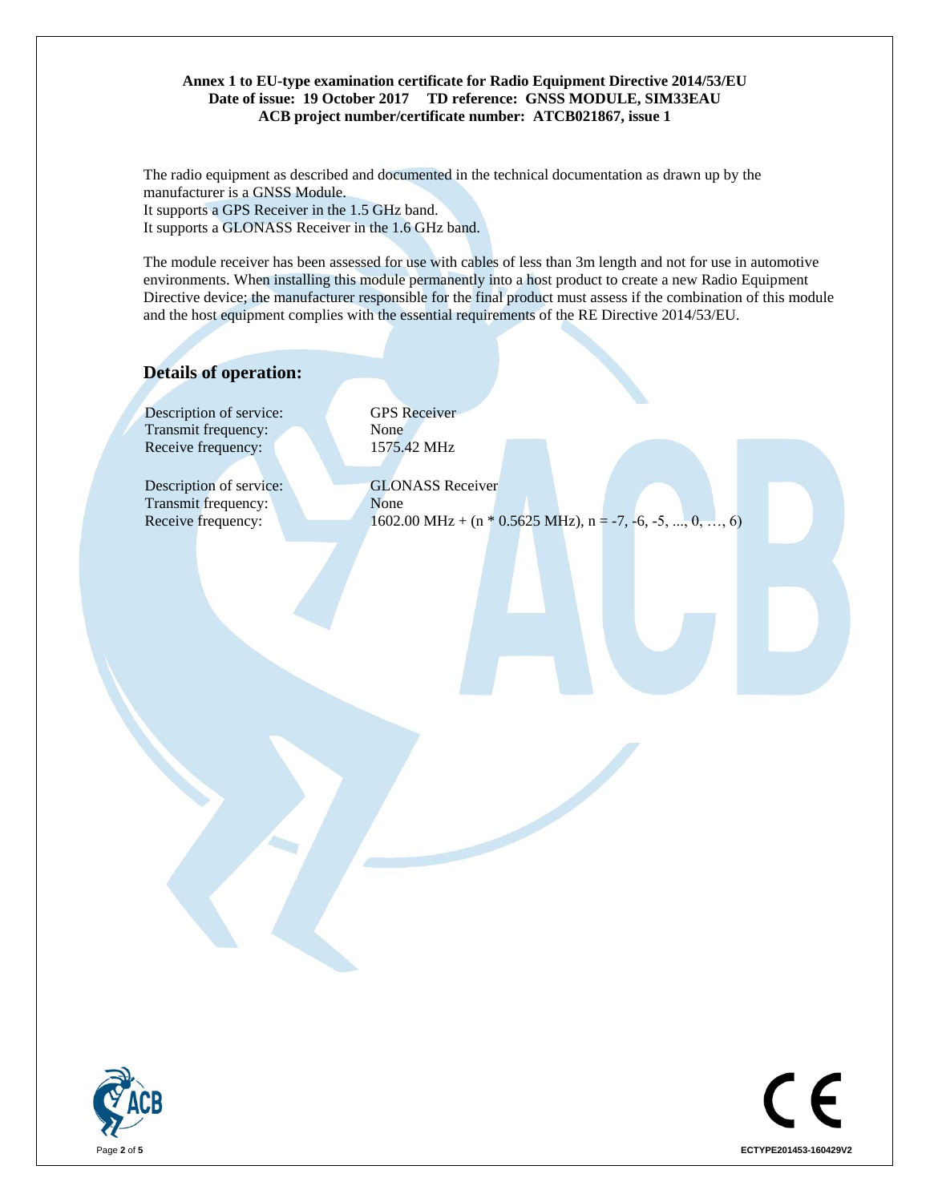**Annex 1 to EU-type examination certificate for Radio Equipment Directive 2014/53/EU**
**Date of issue: 19 October 2017 TD reference: GNSS MODULE, SIM33EAU**
**ACB project number/certificate number: ATCB021867, issue 1**

The radio equipment as described and documented in the technical documentation as drawn up by the manufacturer is a GNSS Module.
It supports a GPS Receiver in the 1.5 GHz band.
It supports a GLONASS Receiver in the 1.6 GHz band.

The module receiver has been assessed for use with cables of less than 3m length and not for use in automotive environments. When installing this module permanently into a host product to create a new Radio Equipment Directive device; the manufacturer responsible for the final product must assess if the combination of this module and the host equipment complies with the essential requirements of the RE Directive 2014/53/EU.

## Details of operation:

| | |
|---|---|
| Description of service: | GPS Receiver |
| Transmit frequency: | None |
| Receive frequency: | 1575.42 MHz |

| | |
|---|---|
| Description of service: | GLONASS Receiver |
| Transmit frequency: | None |
| Receive frequency: | 1602.00 MHz + (n * 0.5625 MHz), n = -7, -6, -5, ..., 0, …, 6) |

ECTYPE201453-160429V2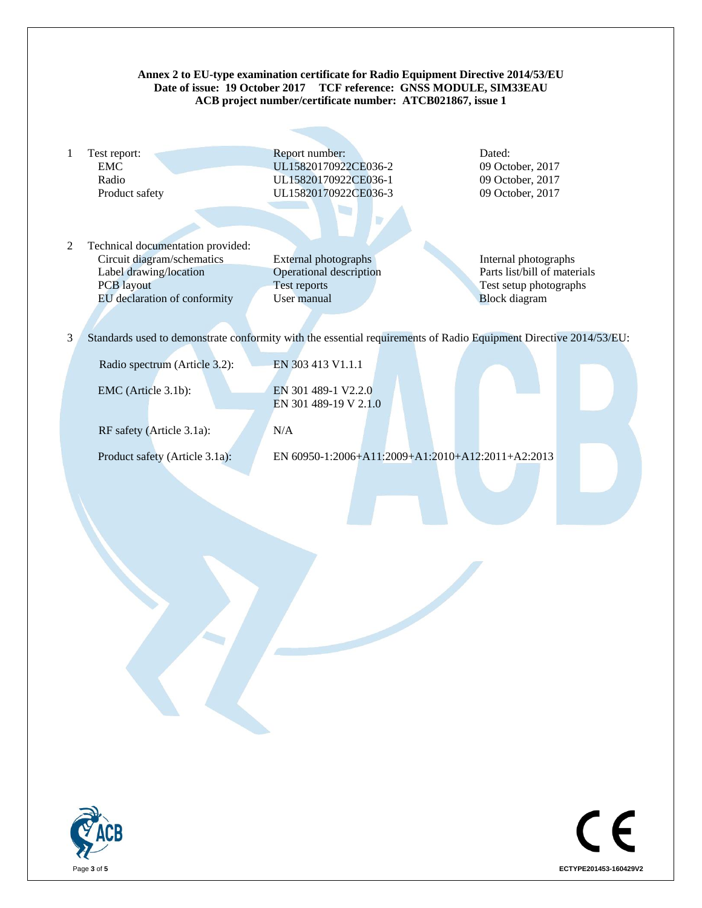**Annex 2 to EU-type examination certificate for Radio Equipment Directive 2014/53/EU**
**Date of issue: 19 October 2017 TCF reference: GNSS MODULE, SIM33EAU**
**ACB project number/certificate number: ATCB021867, issue 1**

1 Test report:

| | Report number: | Dated: |
|---|---|---|
| EMC | UL15820170922CE036-2 | 09 October, 2017 |
| Radio | UL15820170922CE036-1 | 09 October, 2017 |
| Product safety | UL15820170922CE036-3 | 09 October, 2017 |

2 Technical documentation provided:

| | | |
|---|---|---|
| Circuit diagram/schematics | External photographs | Internal photographs |
| Label drawing/location | Operational description | Parts list/bill of materials |
| PCB layout | Test reports | Test setup photographs |
| EU declaration of conformity | User manual | Block diagram |

3 Standards used to demonstrate conformity with the essential requirements of Radio Equipment Directive 2014/53/EU:

| | |
|---|---|
| Radio spectrum (Article 3.2): | EN 303 413 V1.1.1 |
| EMC (Article 3.1b): | EN 301 489-1 V2.2.0<br>EN 301 489-19 V 2.1.0 |
| RF safety (Article 3.1a): | N/A |
| Product safety (Article 3.1a): | EN 60950-1:2006+A11:2009+A1:2010+A12:2011+A2:2013 |

ECTYPE201453-160429V2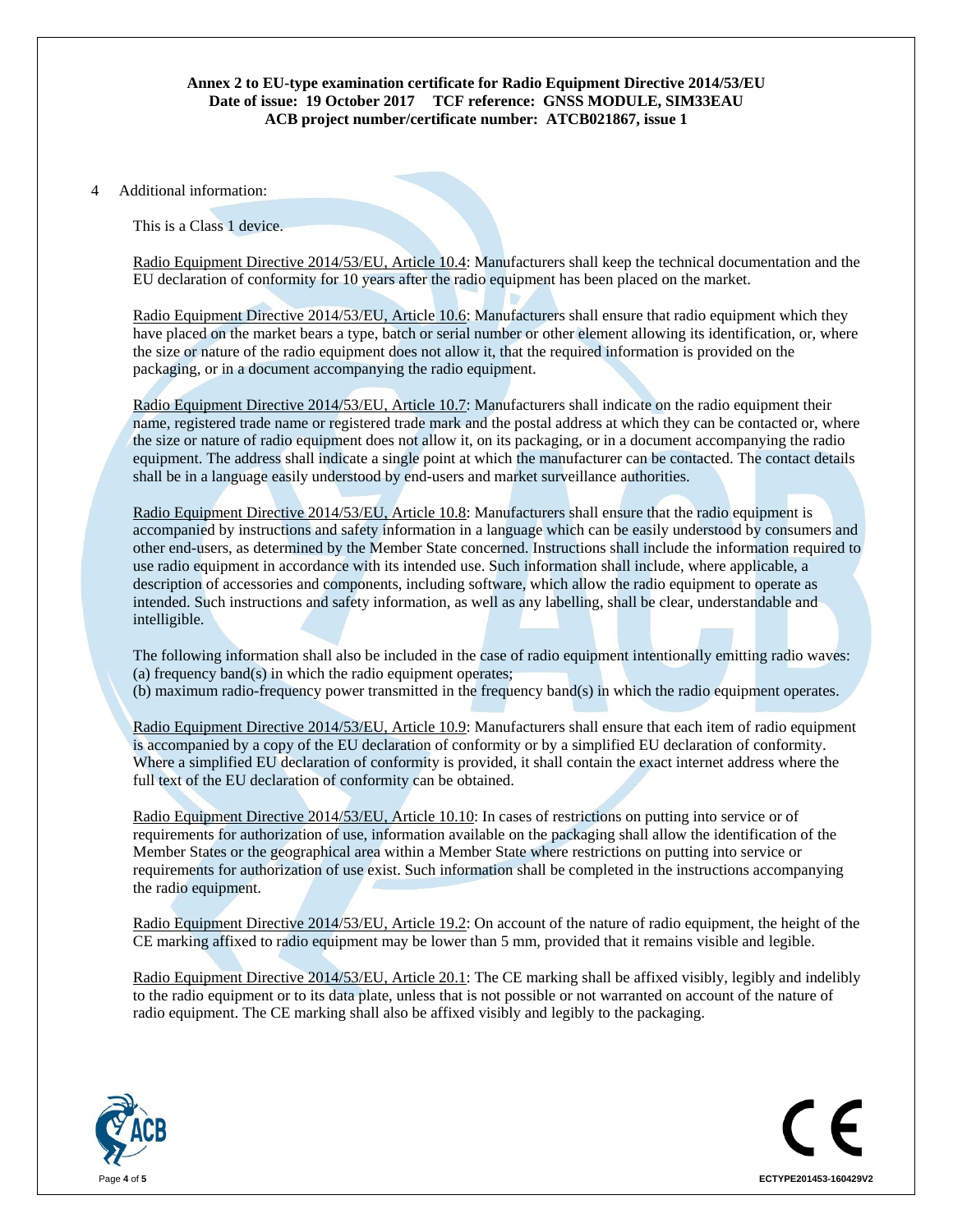**Annex 2 to EU-type examination certificate for Radio Equipment Directive 2014/53/EU**
**Date of issue: 19 October 2017 TCF reference: GNSS MODULE, SIM33EAU**
**ACB project number/certificate number: ATCB021867, issue 1**

4 Additional information:

This is a Class 1 device.

Radio Equipment Directive 2014/53/EU, Article 10.4: Manufacturers shall keep the technical documentation and the EU declaration of conformity for 10 years after the radio equipment has been placed on the market.

Radio Equipment Directive 2014/53/EU, Article 10.6: Manufacturers shall ensure that radio equipment which they have placed on the market bears a type, batch or serial number or other element allowing its identification, or, where the size or nature of the radio equipment does not allow it, that the required information is provided on the packaging, or in a document accompanying the radio equipment.

Radio Equipment Directive 2014/53/EU, Article 10.7: Manufacturers shall indicate on the radio equipment their name, registered trade name or registered trade mark and the postal address at which they can be contacted or, where the size or nature of radio equipment does not allow it, on its packaging, or in a document accompanying the radio equipment. The address shall indicate a single point at which the manufacturer can be contacted. The contact details shall be in a language easily understood by end-users and market surveillance authorities.

Radio Equipment Directive 2014/53/EU, Article 10.8: Manufacturers shall ensure that the radio equipment is accompanied by instructions and safety information in a language which can be easily understood by consumers and other end-users, as determined by the Member State concerned. Instructions shall include the information required to use radio equipment in accordance with its intended use. Such information shall include, where applicable, a description of accessories and components, including software, which allow the radio equipment to operate as intended. Such instructions and safety information, as well as any labelling, shall be clear, understandable and intelligible.

The following information shall also be included in the case of radio equipment intentionally emitting radio waves:
(a) frequency band(s) in which the radio equipment operates;
(b) maximum radio-frequency power transmitted in the frequency band(s) in which the radio equipment operates.

Radio Equipment Directive 2014/53/EU, Article 10.9: Manufacturers shall ensure that each item of radio equipment is accompanied by a copy of the EU declaration of conformity or by a simplified EU declaration of conformity. Where a simplified EU declaration of conformity is provided, it shall contain the exact internet address where the full text of the EU declaration of conformity can be obtained.

Radio Equipment Directive 2014/53/EU, Article 10.10: In cases of restrictions on putting into service or of requirements for authorization of use, information available on the packaging shall allow the identification of the Member States or the geographical area within a Member State where restrictions on putting into service or requirements for authorization of use exist. Such information shall be completed in the instructions accompanying the radio equipment.

Radio Equipment Directive 2014/53/EU, Article 19.2: On account of the nature of radio equipment, the height of the CE marking affixed to radio equipment may be lower than 5 mm, provided that it remains visible and legible.

Radio Equipment Directive 2014/53/EU, Article 20.1: The CE marking shall be affixed visibly, legibly and indelibly to the radio equipment or to its data plate, unless that is not possible or not warranted on account of the nature of radio equipment. The CE marking shall also be affixed visibly and legibly to the packaging.

ECTYPE201453-160429V2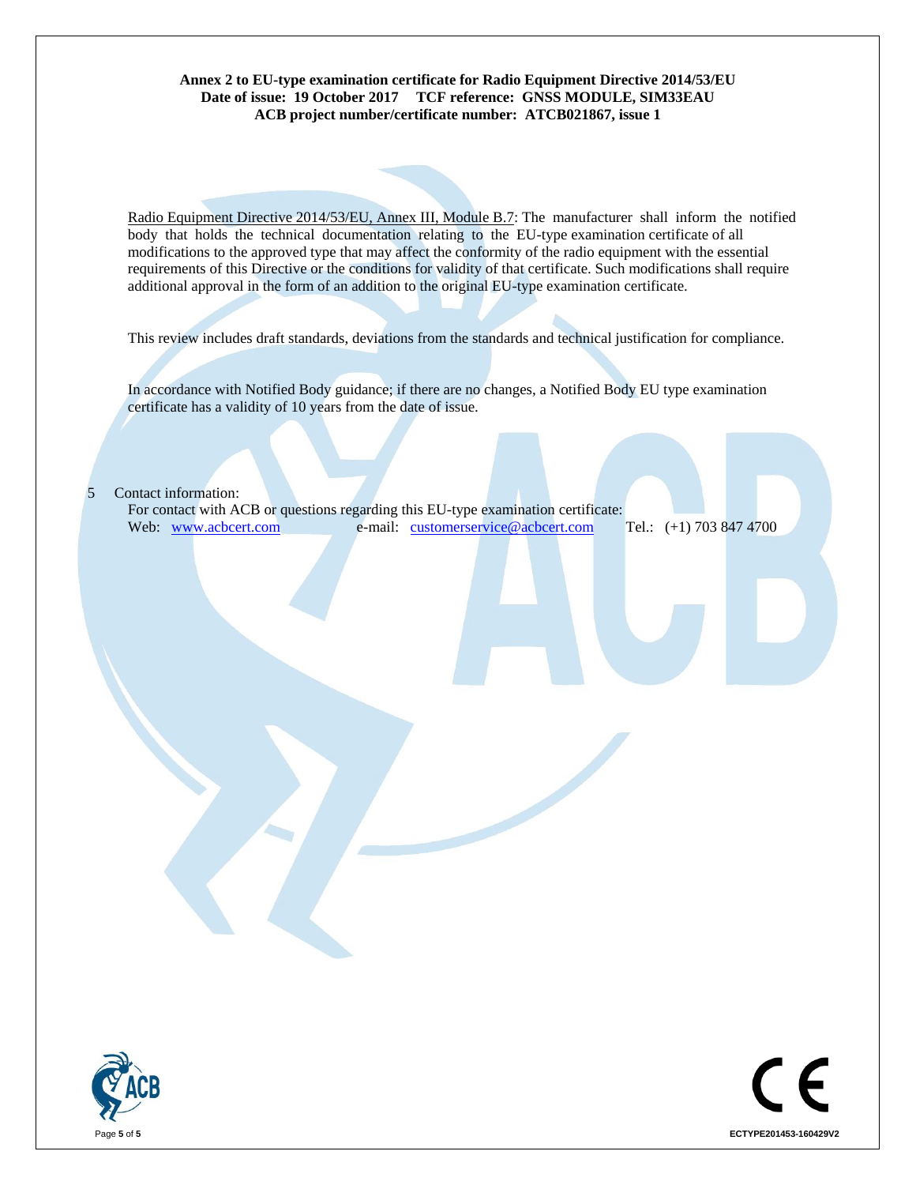**Annex 2 to EU-type examination certificate for Radio Equipment Directive 2014/53/EU**
**Date of issue: 19 October 2017 TCF reference: GNSS MODULE, SIM33EAU**
**ACB project number/certificate number: ATCB021867, issue 1**

Radio Equipment Directive 2014/53/EU, Annex III, Module B.7: The manufacturer shall inform the notified body that holds the technical documentation relating to the EU-type examination certificate of all modifications to the approved type that may affect the conformity of the radio equipment with the essential requirements of this Directive or the conditions for validity of that certificate. Such modifications shall require additional approval in the form of an addition to the original EU-type examination certificate.

This review includes draft standards, deviations from the standards and technical justification for compliance.

In accordance with Notified Body guidance; if there are no changes, a Notified Body EU type examination certificate has a validity of 10 years from the date of issue.

5 Contact information:
For contact with ACB or questions regarding this EU-type examination certificate:
Web: www.acbcert.com e-mail: customerservice@acbcert.com Tel.: (+1) 703 847 4700

ECTYPE201453-160429V2